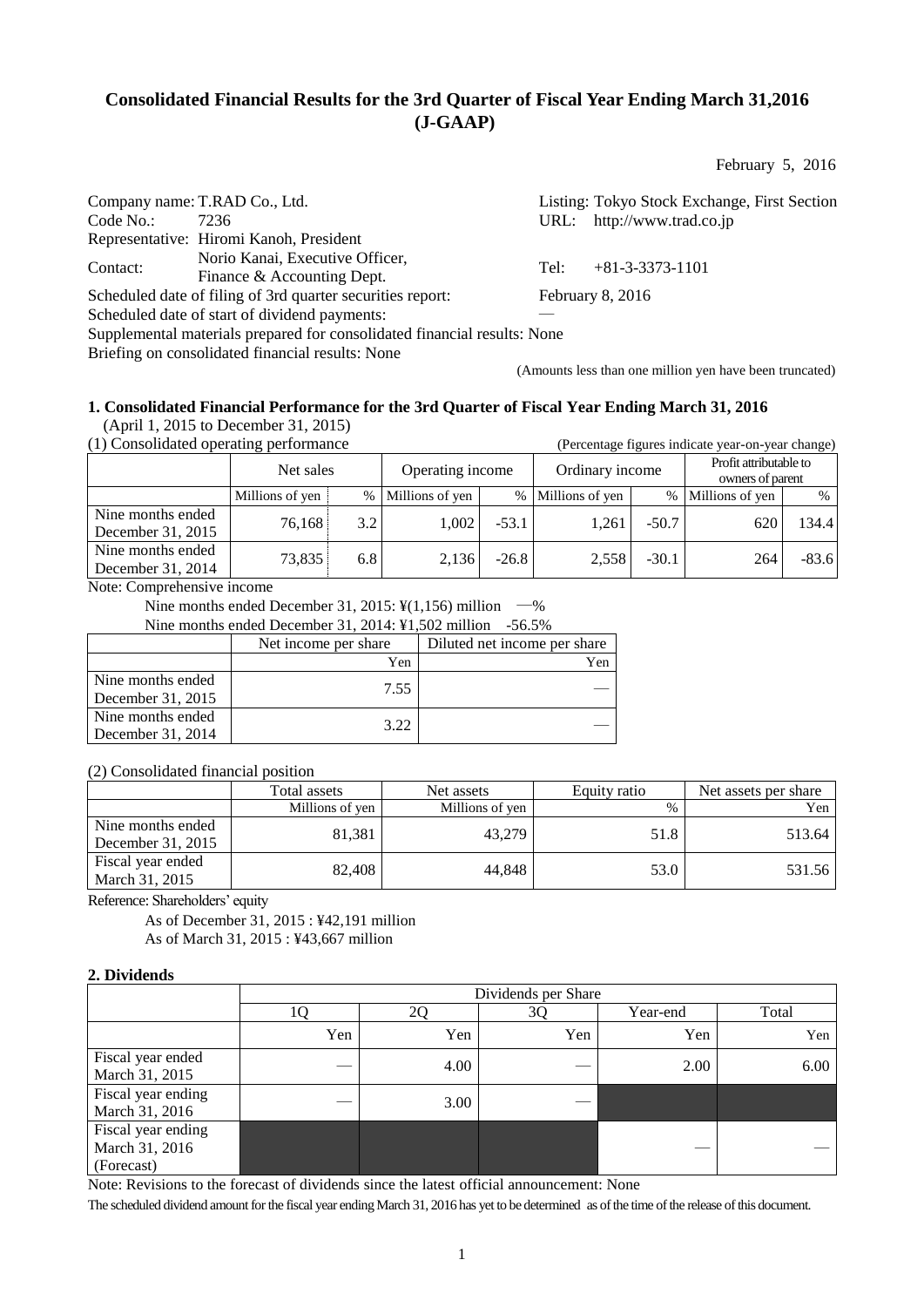# Consolidated Financial Results for the 3rd Quarter of Fiscal Year Ending March 31,2016 (J-GAAP)

February 5, 2016

Company name: T.RAD Co., Ltd.
Listing: Tokyo Stock Exchange, First Section
Code No.: 7236
URL: http://www.trad.co.jp
Representative: Hiromi Kanoh, President
Contact: Norio Kanai, Executive Officer, Finance & Accounting Dept.
Tel: +81-3-3373-1101
Scheduled date of filing of 3rd quarter securities report: February 8, 2016
Scheduled date of start of dividend payments: —
Supplemental materials prepared for consolidated financial results: None
Briefing on consolidated financial results: None

(Amounts less than one million yen have been truncated)

## 1. Consolidated Financial Performance for the 3rd Quarter of Fiscal Year Ending March 31, 2016

(April 1, 2015 to December 31, 2015)

(1) Consolidated operating performance (Percentage figures indicate year-on-year change)

| | Net sales | | Operating income | | Ordinary income | | Profit attributable to owners of parent | |
|---|---|---|---|---|---|---|---|---|
| | Millions of yen | % | Millions of yen | % | Millions of yen | % | Millions of yen | % |
| Nine months ended December 31, 2015 | 76,168 | 3.2 | 1,002 | -53.1 | 1,261 | -50.7 | 620 | 134.4 |
| Nine months ended December 31, 2014 | 73,835 | 6.8 | 2,136 | -26.8 | 2,558 | -30.1 | 264 | -83.6 |

Note: Comprehensive income

Nine months ended December 31, 2015: ¥(1,156) million —%

Nine months ended December 31, 2014: ¥1,502 million -56.5%

| | Net income per share | Diluted net income per share |
|---|---|---|
| | Yen | Yen |
| Nine months ended December 31, 2015 | 7.55 | — |
| Nine months ended December 31, 2014 | 3.22 | — |

(2) Consolidated financial position

| | Total assets | Net assets | Equity ratio | Net assets per share |
|---|---|---|---|---|
| | Millions of yen | Millions of yen | % | Yen |
| Nine months ended December 31, 2015 | 81,381 | 43,279 | 51.8 | 513.64 |
| Fiscal year ended March 31, 2015 | 82,408 | 44,848 | 53.0 | 531.56 |

Reference: Shareholders' equity

As of December 31, 2015 : ¥42,191 million

As of March 31, 2015 : ¥43,667 million

## 2. Dividends

| | Dividends per Share | | | | |
|---|---|---|---|---|---|
| | 1Q | 2Q | 3Q | Year-end | Total |
| | Yen | Yen | Yen | Yen | Yen |
| Fiscal year ended March 31, 2015 | — | 4.00 | — | 2.00 | 6.00 |
| Fiscal year ending March 31, 2016 | — | 3.00 | — | | |
| Fiscal year ending March 31, 2016 (Forecast) | | | | — | — |

Note: Revisions to the forecast of dividends since the latest official announcement: None

The scheduled dividend amount for the fiscal year ending March 31, 2016 has yet to be determined as of the time of the release of this document.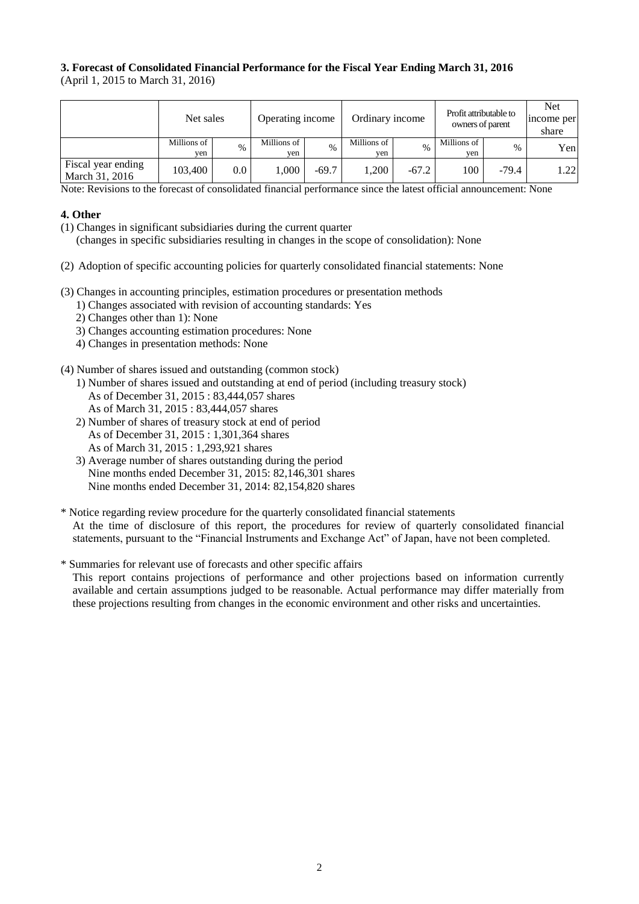### 3. Forecast of Consolidated Financial Performance for the Fiscal Year Ending March 31, 2016

(April 1, 2015 to March 31, 2016)

| | Net sales | | Operating income | | Ordinary income | | Profit attributable to owners of parent | | Net income per share |
|---|---|---|---|---|---|---|---|---|---|
| | Millions of yen | % | Millions of yen | % | Millions of yen | % | Millions of yen | % | Yen |
| Fiscal year ending March 31, 2016 | 103,400 | 0.0 | 1,000 | -69.7 | 1,200 | -67.2 | 100 | -79.4 | 1.22 |

Note: Revisions to the forecast of consolidated financial performance since the latest official announcement: None

### 4. Other

(1) Changes in significant subsidiaries during the current quarter
(changes in specific subsidiaries resulting in changes in the scope of consolidation): None

(2) Adoption of specific accounting policies for quarterly consolidated financial statements: None

(3) Changes in accounting principles, estimation procedures or presentation methods
1) Changes associated with revision of accounting standards: Yes
2) Changes other than 1): None
3) Changes accounting estimation procedures: None
4) Changes in presentation methods: None

(4) Number of shares issued and outstanding (common stock)
1) Number of shares issued and outstanding at end of period (including treasury stock)
As of December 31, 2015 : 83,444,057 shares
As of March 31, 2015 : 83,444,057 shares
2) Number of shares of treasury stock at end of period
As of December 31, 2015 : 1,301,364 shares
As of March 31, 2015 : 1,293,921 shares
3) Average number of shares outstanding during the period
Nine months ended December 31, 2015: 82,146,301 shares
Nine months ended December 31, 2014: 82,154,820 shares

\* Notice regarding review procedure for the quarterly consolidated financial statements
At the time of disclosure of this report, the procedures for review of quarterly consolidated financial statements, pursuant to the "Financial Instruments and Exchange Act" of Japan, have not been completed.

\* Summaries for relevant use of forecasts and other specific affairs
This report contains projections of performance and other projections based on information currently available and certain assumptions judged to be reasonable. Actual performance may differ materially from these projections resulting from changes in the economic environment and other risks and uncertainties.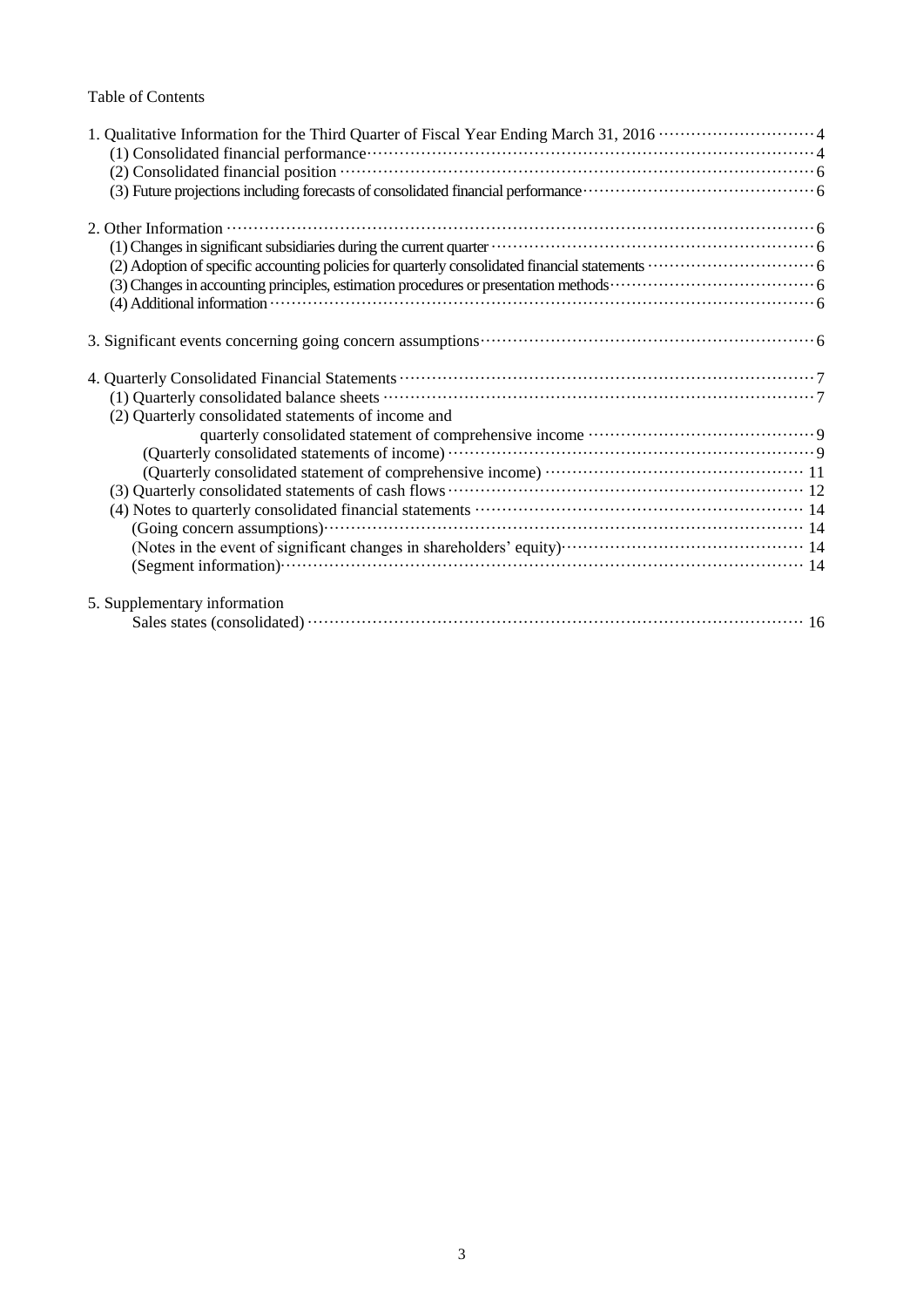Table of Contents

1. Qualitative Information for the Third Quarter of Fiscal Year Ending March 31, 2016 ............ 4
   - (1) Consolidated financial performance ............ 4
   - (2) Consolidated financial position ............ 6
   - (3) Future projections including forecasts of consolidated financial performance ............ 6

2. Other Information ............ 6
   - (1) Changes in significant subsidiaries during the current quarter ............ 6
   - (2) Adoption of specific accounting policies for quarterly consolidated financial statements ............ 6
   - (3) Changes in accounting principles, estimation procedures or presentation methods ............ 6
   - (4) Additional information ............ 6

3. Significant events concerning going concern assumptions ............ 6

4. Quarterly Consolidated Financial Statements ............ 7
   - (1) Quarterly consolidated balance sheets ............ 7
   - (2) Quarterly consolidated statements of income and quarterly consolidated statement of comprehensive income ............ 9
     - (Quarterly consolidated statements of income) ............ 9
     - (Quarterly consolidated statement of comprehensive income) ............ 11
   - (3) Quarterly consolidated statements of cash flows ............ 12
   - (4) Notes to quarterly consolidated financial statements ............ 14
     - (Going concern assumptions) ............ 14
     - (Notes in the event of significant changes in shareholders' equity) ............ 14
     - (Segment information) ............ 14

5. Supplementary information
   - Sales states (consolidated) ............ 16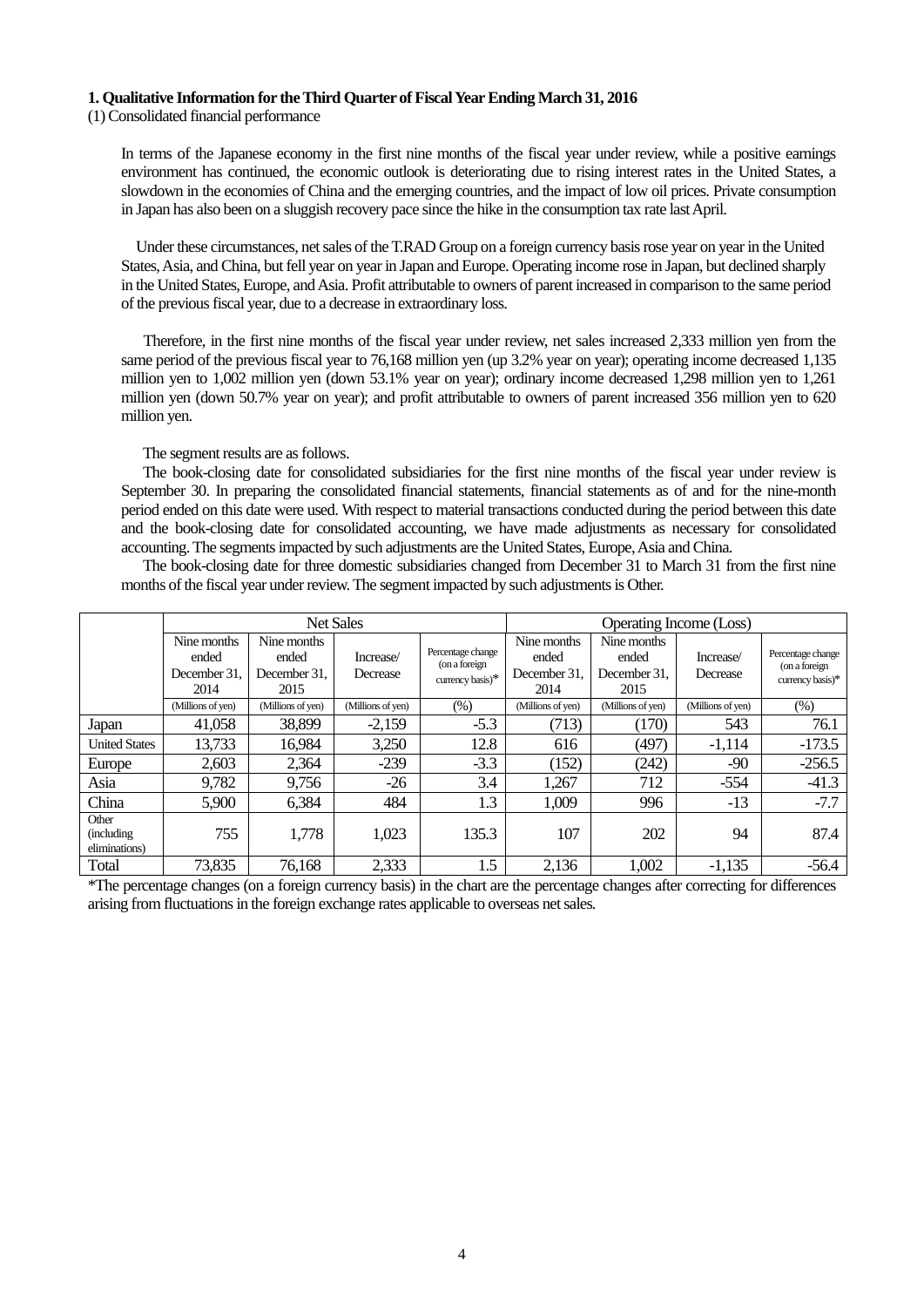### 1. Qualitative Information for the Third Quarter of Fiscal Year Ending March 31, 2016

(1) Consolidated financial performance

In terms of the Japanese economy in the first nine months of the fiscal year under review, while a positive earnings environment has continued, the economic outlook is deteriorating due to rising interest rates in the United States, a slowdown in the economies of China and the emerging countries, and the impact of low oil prices. Private consumption in Japan has also been on a sluggish recovery pace since the hike in the consumption tax rate last April.

Under these circumstances, net sales of the T.RAD Group on a foreign currency basis rose year on year in the United States, Asia, and China, but fell year on year in Japan and Europe. Operating income rose in Japan, but declined sharply in the United States, Europe, and Asia. Profit attributable to owners of parent increased in comparison to the same period of the previous fiscal year, due to a decrease in extraordinary loss.

Therefore, in the first nine months of the fiscal year under review, net sales increased 2,333 million yen from the same period of the previous fiscal year to 76,168 million yen (up 3.2% year on year); operating income decreased 1,135 million yen to 1,002 million yen (down 53.1% year on year); ordinary income decreased 1,298 million yen to 1,261 million yen (down 50.7% year on year); and profit attributable to owners of parent increased 356 million yen to 620 million yen.

The segment results are as follows.

The book-closing date for consolidated subsidiaries for the first nine months of the fiscal year under review is September 30. In preparing the consolidated financial statements, financial statements as of and for the nine-month period ended on this date were used. With respect to material transactions conducted during the period between this date and the book-closing date for consolidated accounting, we have made adjustments as necessary for consolidated accounting. The segments impacted by such adjustments are the United States, Europe, Asia and China.

The book-closing date for three domestic subsidiaries changed from December 31 to March 31 from the first nine months of the fiscal year under review. The segment impacted by such adjustments is Other.

| | Net Sales | | | | Operating Income (Loss) | | | |
|---|---|---|---|---|---|---|---|---|
| | Nine months ended December 31, 2014 | Nine months ended December 31, 2015 | Increase/ Decrease | Percentage change (on a foreign currency basis)* | Nine months ended December 31, 2014 | Nine months ended December 31, 2015 | Increase/ Decrease | Percentage change (on a foreign currency basis)* |
| | (Millions of yen) | (Millions of yen) | (Millions of yen) | (%) | (Millions of yen) | (Millions of yen) | (Millions of yen) | (%) |
| Japan | 41,058 | 38,899 | -2,159 | -5.3 | (713) | (170) | 543 | 76.1 |
| United States | 13,733 | 16,984 | 3,250 | 12.8 | 616 | (497) | -1,114 | -173.5 |
| Europe | 2,603 | 2,364 | -239 | -3.3 | (152) | (242) | -90 | -256.5 |
| Asia | 9,782 | 9,756 | -26 | 3.4 | 1,267 | 712 | -554 | -41.3 |
| China | 5,900 | 6,384 | 484 | 1.3 | 1,009 | 996 | -13 | -7.7 |
| Other (including eliminations) | 755 | 1,778 | 1,023 | 135.3 | 107 | 202 | 94 | 87.4 |
| Total | 73,835 | 76,168 | 2,333 | 1.5 | 2,136 | 1,002 | -1,135 | -56.4 |

*The percentage changes (on a foreign currency basis) in the chart are the percentage changes after correcting for differences arising from fluctuations in the foreign exchange rates applicable to overseas net sales.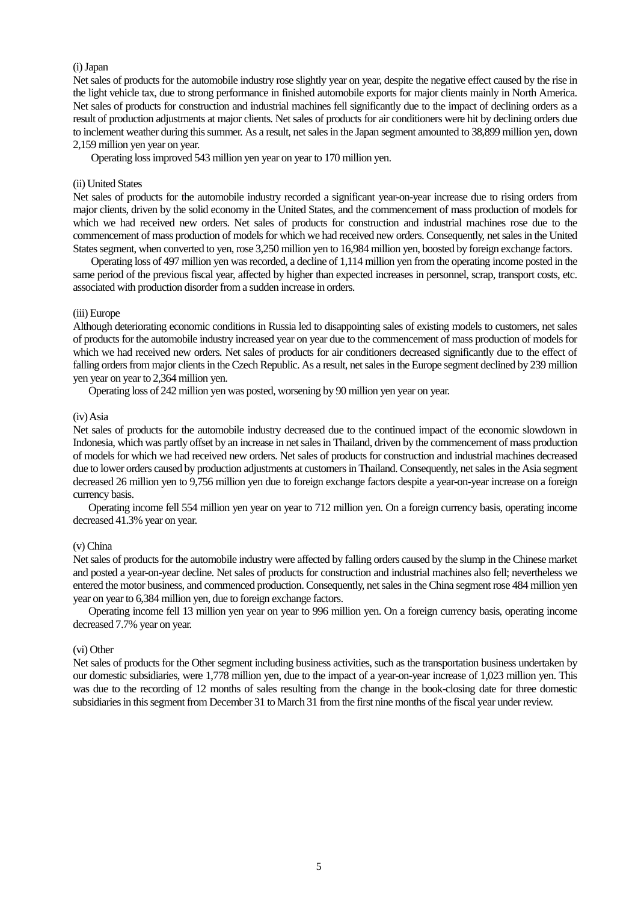(i) Japan

Net sales of products for the automobile industry rose slightly year on year, despite the negative effect caused by the rise in the light vehicle tax, due to strong performance in finished automobile exports for major clients mainly in North America. Net sales of products for construction and industrial machines fell significantly due to the impact of declining orders as a result of production adjustments at major clients. Net sales of products for air conditioners were hit by declining orders due to inclement weather during this summer. As a result, net sales in the Japan segment amounted to 38,899 million yen, down 2,159 million yen year on year.

Operating loss improved 543 million yen year on year to 170 million yen.

(ii) United States

Net sales of products for the automobile industry recorded a significant year-on-year increase due to rising orders from major clients, driven by the solid economy in the United States, and the commencement of mass production of models for which we had received new orders. Net sales of products for construction and industrial machines rose due to the commencement of mass production of models for which we had received new orders. Consequently, net sales in the United States segment, when converted to yen, rose 3,250 million yen to 16,984 million yen, boosted by foreign exchange factors.

Operating loss of 497 million yen was recorded, a decline of 1,114 million yen from the operating income posted in the same period of the previous fiscal year, affected by higher than expected increases in personnel, scrap, transport costs, etc. associated with production disorder from a sudden increase in orders.

(iii) Europe

Although deteriorating economic conditions in Russia led to disappointing sales of existing models to customers, net sales of products for the automobile industry increased year on year due to the commencement of mass production of models for which we had received new orders. Net sales of products for air conditioners decreased significantly due to the effect of falling orders from major clients in the Czech Republic. As a result, net sales in the Europe segment declined by 239 million yen year on year to 2,364 million yen.

Operating loss of 242 million yen was posted, worsening by 90 million yen year on year.

(iv) Asia

Net sales of products for the automobile industry decreased due to the continued impact of the economic slowdown in Indonesia, which was partly offset by an increase in net sales in Thailand, driven by the commencement of mass production of models for which we had received new orders. Net sales of products for construction and industrial machines decreased due to lower orders caused by production adjustments at customers in Thailand. Consequently, net sales in the Asia segment decreased 26 million yen to 9,756 million yen due to foreign exchange factors despite a year-on-year increase on a foreign currency basis.

Operating income fell 554 million yen year on year to 712 million yen. On a foreign currency basis, operating income decreased 41.3% year on year.

(v) China

Net sales of products for the automobile industry were affected by falling orders caused by the slump in the Chinese market and posted a year-on-year decline. Net sales of products for construction and industrial machines also fell; nevertheless we entered the motor business, and commenced production. Consequently, net sales in the China segment rose 484 million yen year on year to 6,384 million yen, due to foreign exchange factors.

Operating income fell 13 million yen year on year to 996 million yen. On a foreign currency basis, operating income decreased 7.7% year on year.

(vi) Other

Net sales of products for the Other segment including business activities, such as the transportation business undertaken by our domestic subsidiaries, were 1,778 million yen, due to the impact of a year-on-year increase of 1,023 million yen. This was due to the recording of 12 months of sales resulting from the change in the book-closing date for three domestic subsidiaries in this segment from December 31 to March 31 from the first nine months of the fiscal year under review.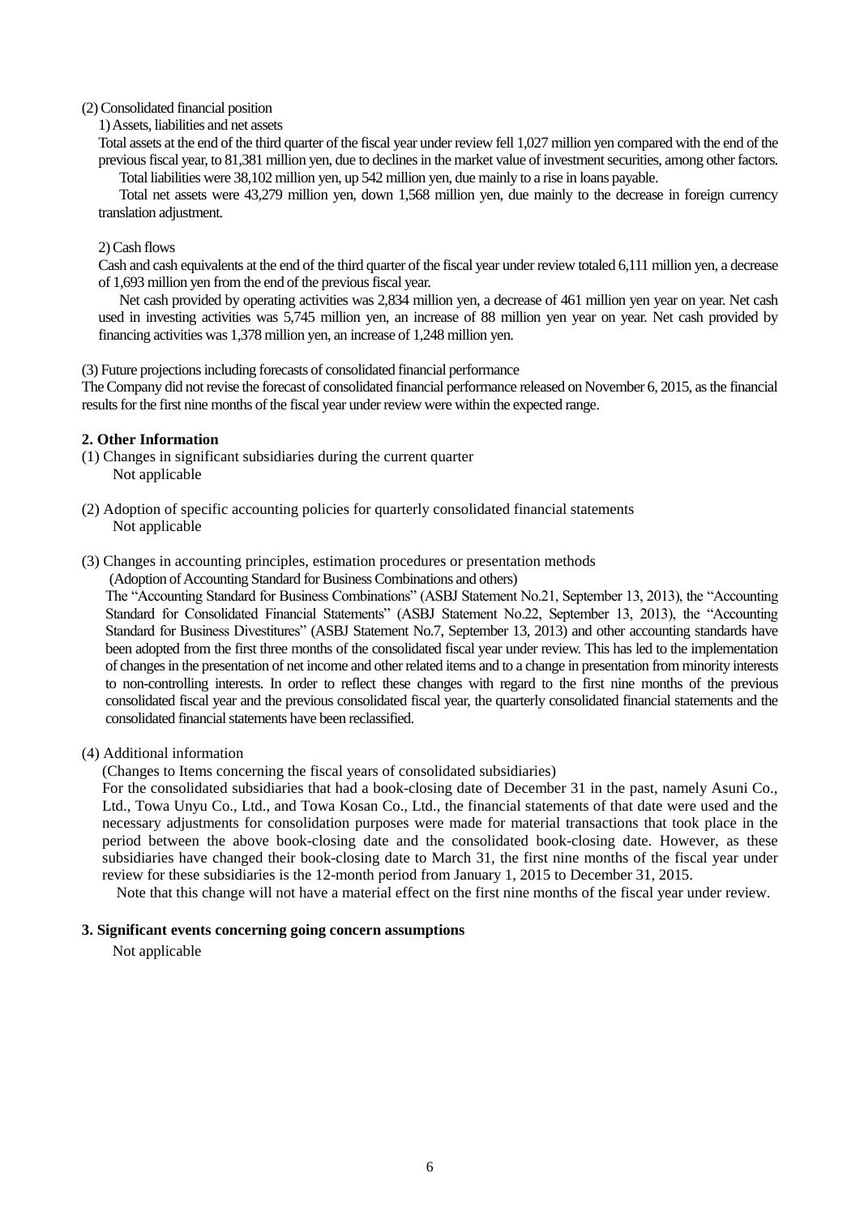(2) Consolidated financial position

1) Assets, liabilities and net assets

Total assets at the end of the third quarter of the fiscal year under review fell 1,027 million yen compared with the end of the previous fiscal year, to 81,381 million yen, due to declines in the market value of investment securities, among other factors.

Total liabilities were 38,102 million yen, up 542 million yen, due mainly to a rise in loans payable.

Total net assets were 43,279 million yen, down 1,568 million yen, due mainly to the decrease in foreign currency translation adjustment.

2) Cash flows

Cash and cash equivalents at the end of the third quarter of the fiscal year under review totaled 6,111 million yen, a decrease of 1,693 million yen from the end of the previous fiscal year.

Net cash provided by operating activities was 2,834 million yen, a decrease of 461 million yen year on year. Net cash used in investing activities was 5,745 million yen, an increase of 88 million yen year on year. Net cash provided by financing activities was 1,378 million yen, an increase of 1,248 million yen.

(3) Future projections including forecasts of consolidated financial performance

The Company did not revise the forecast of consolidated financial performance released on November 6, 2015, as the financial results for the first nine months of the fiscal year under review were within the expected range.

## 2. Other Information

(1) Changes in significant subsidiaries during the current quarter

Not applicable

(2) Adoption of specific accounting policies for quarterly consolidated financial statements

Not applicable

(3) Changes in accounting principles, estimation procedures or presentation methods

(Adoption of Accounting Standard for Business Combinations and others)

The "Accounting Standard for Business Combinations" (ASBJ Statement No.21, September 13, 2013), the "Accounting Standard for Consolidated Financial Statements" (ASBJ Statement No.22, September 13, 2013), the "Accounting Standard for Business Divestitures" (ASBJ Statement No.7, September 13, 2013) and other accounting standards have been adopted from the first three months of the consolidated fiscal year under review. This has led to the implementation of changes in the presentation of net income and other related items and to a change in presentation from minority interests to non-controlling interests. In order to reflect these changes with regard to the first nine months of the previous consolidated fiscal year and the previous consolidated fiscal year, the quarterly consolidated financial statements and the consolidated financial statements have been reclassified.

(4) Additional information

(Changes to Items concerning the fiscal years of consolidated subsidiaries)

For the consolidated subsidiaries that had a book-closing date of December 31 in the past, namely Asuni Co., Ltd., Towa Unyu Co., Ltd., and Towa Kosan Co., Ltd., the financial statements of that date were used and the necessary adjustments for consolidation purposes were made for material transactions that took place in the period between the above book-closing date and the consolidated book-closing date. However, as these subsidiaries have changed their book-closing date to March 31, the first nine months of the fiscal year under review for these subsidiaries is the 12-month period from January 1, 2015 to December 31, 2015.

Note that this change will not have a material effect on the first nine months of the fiscal year under review.

## 3. Significant events concerning going concern assumptions

Not applicable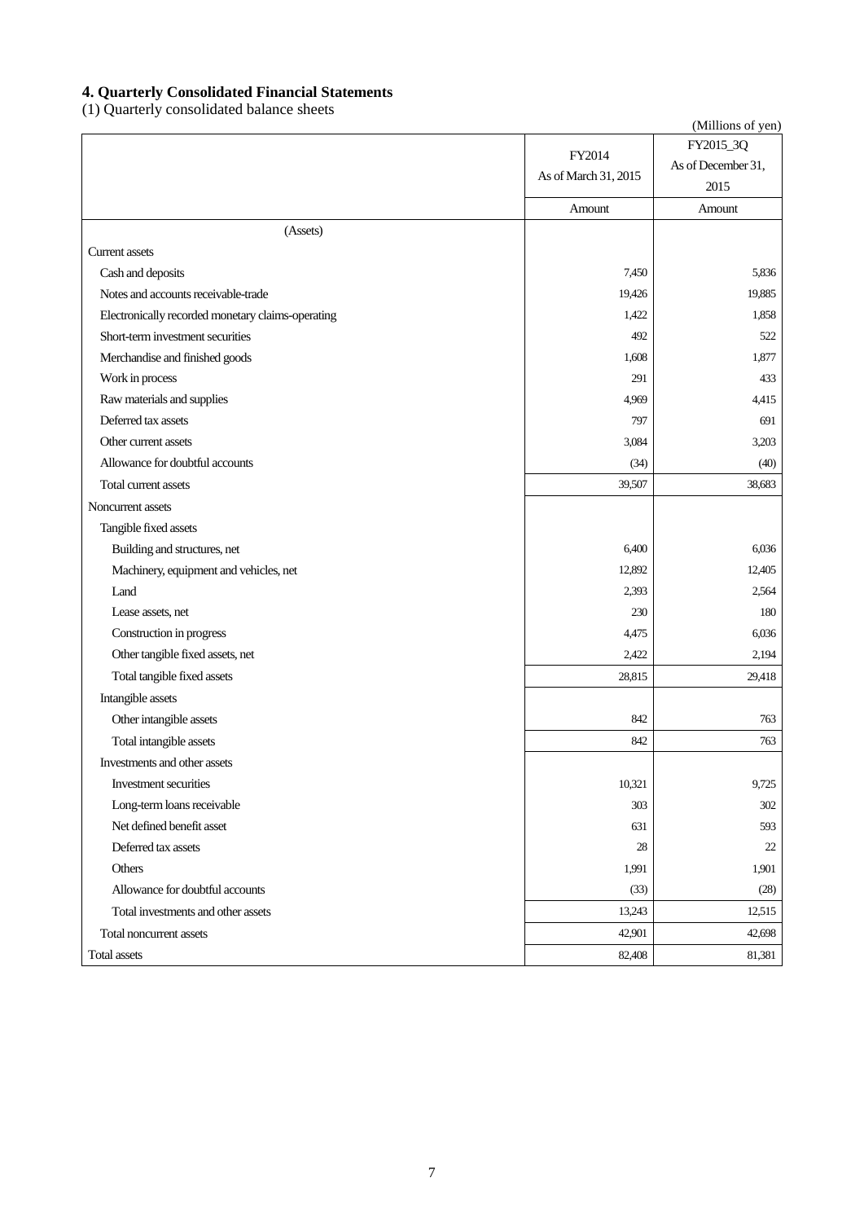## 4. Quarterly Consolidated Financial Statements

(1) Quarterly consolidated balance sheets

(Millions of yen)

| | FY2014 As of March 31, 2015 | FY2015_3Q As of December 31, 2015 |
|---|---|---|
| | Amount | Amount |
| (Assets) | | |
| Current assets | | |
| Cash and deposits | 7,450 | 5,836 |
| Notes and accounts receivable-trade | 19,426 | 19,885 |
| Electronically recorded monetary claims-operating | 1,422 | 1,858 |
| Short-term investment securities | 492 | 522 |
| Merchandise and finished goods | 1,608 | 1,877 |
| Work in process | 291 | 433 |
| Raw materials and supplies | 4,969 | 4,415 |
| Deferred tax assets | 797 | 691 |
| Other current assets | 3,084 | 3,203 |
| Allowance for doubtful accounts | (34) | (40) |
| Total current assets | 39,507 | 38,683 |
| Noncurrent assets | | |
| Tangible fixed assets | | |
| Building and structures, net | 6,400 | 6,036 |
| Machinery, equipment and vehicles, net | 12,892 | 12,405 |
| Land | 2,393 | 2,564 |
| Lease assets, net | 230 | 180 |
| Construction in progress | 4,475 | 6,036 |
| Other tangible fixed assets, net | 2,422 | 2,194 |
| Total tangible fixed assets | 28,815 | 29,418 |
| Intangible assets | | |
| Other intangible assets | 842 | 763 |
| Total intangible assets | 842 | 763 |
| Investments and other assets | | |
| Investment securities | 10,321 | 9,725 |
| Long-term loans receivable | 303 | 302 |
| Net defined benefit asset | 631 | 593 |
| Deferred tax assets | 28 | 22 |
| Others | 1,991 | 1,901 |
| Allowance for doubtful accounts | (33) | (28) |
| Total investments and other assets | 13,243 | 12,515 |
| Total noncurrent assets | 42,901 | 42,698 |
| Total assets | 82,408 | 81,381 |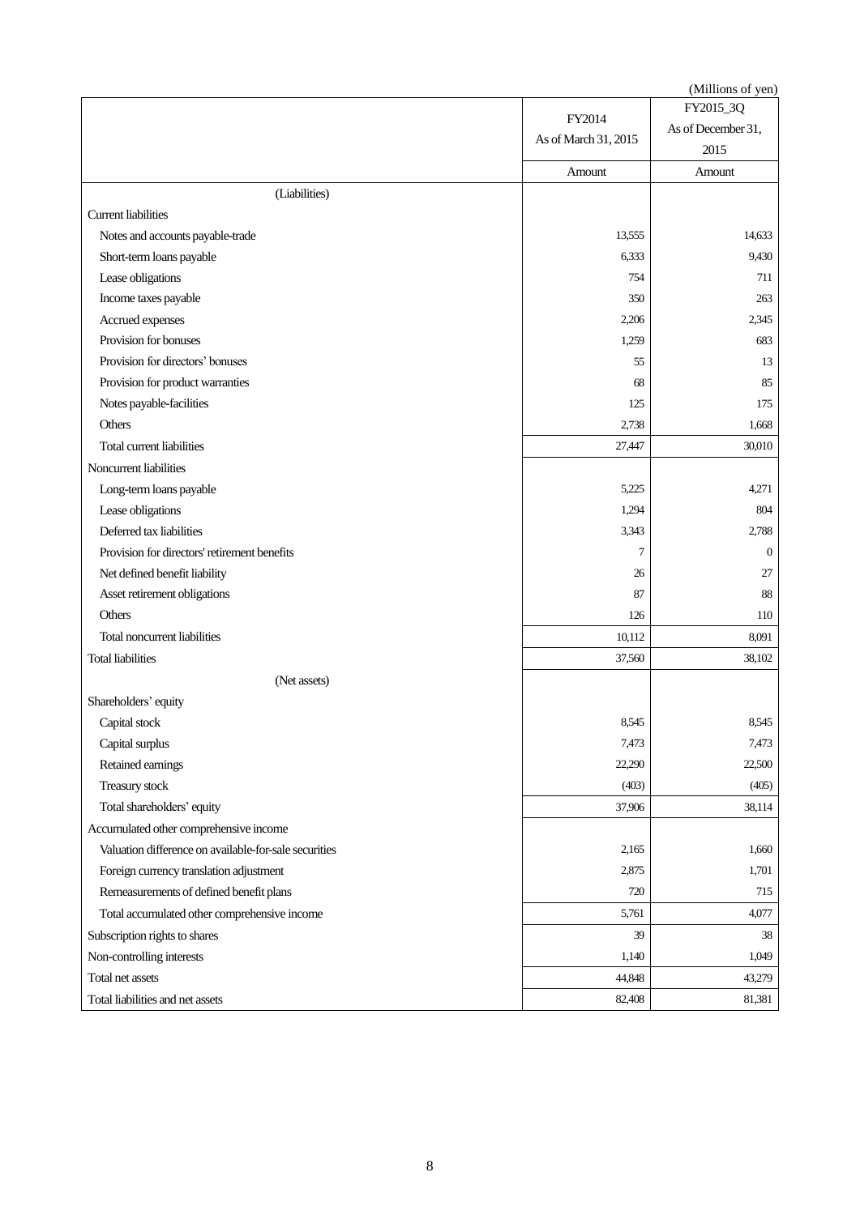(Millions of yen)

| | FY2014<br>As of March 31, 2015 | FY2015_3Q<br>As of December 31, 2015 |
|---|---|---|
| | Amount | Amount |
| (Liabilities) | | |
| Current liabilities | | |
| Notes and accounts payable-trade | 13,555 | 14,633 |
| Short-term loans payable | 6,333 | 9,430 |
| Lease obligations | 754 | 711 |
| Income taxes payable | 350 | 263 |
| Accrued expenses | 2,206 | 2,345 |
| Provision for bonuses | 1,259 | 683 |
| Provision for directors' bonuses | 55 | 13 |
| Provision for product warranties | 68 | 85 |
| Notes payable-facilities | 125 | 175 |
| Others | 2,738 | 1,668 |
| Total current liabilities | 27,447 | 30,010 |
| Noncurrent liabilities | | |
| Long-term loans payable | 5,225 | 4,271 |
| Lease obligations | 1,294 | 804 |
| Deferred tax liabilities | 3,343 | 2,788 |
| Provision for directors' retirement benefits | 7 | 0 |
| Net defined benefit liability | 26 | 27 |
| Asset retirement obligations | 87 | 88 |
| Others | 126 | 110 |
| Total noncurrent liabilities | 10,112 | 8,091 |
| Total liabilities | 37,560 | 38,102 |
| (Net assets) | | |
| Shareholders' equity | | |
| Capital stock | 8,545 | 8,545 |
| Capital surplus | 7,473 | 7,473 |
| Retained earnings | 22,290 | 22,500 |
| Treasury stock | (403) | (405) |
| Total shareholders' equity | 37,906 | 38,114 |
| Accumulated other comprehensive income | | |
| Valuation difference on available-for-sale securities | 2,165 | 1,660 |
| Foreign currency translation adjustment | 2,875 | 1,701 |
| Remeasurements of defined benefit plans | 720 | 715 |
| Total accumulated other comprehensive income | 5,761 | 4,077 |
| Subscription rights to shares | 39 | 38 |
| Non-controlling interests | 1,140 | 1,049 |
| Total net assets | 44,848 | 43,279 |
| Total liabilities and net assets | 82,408 | 81,381 |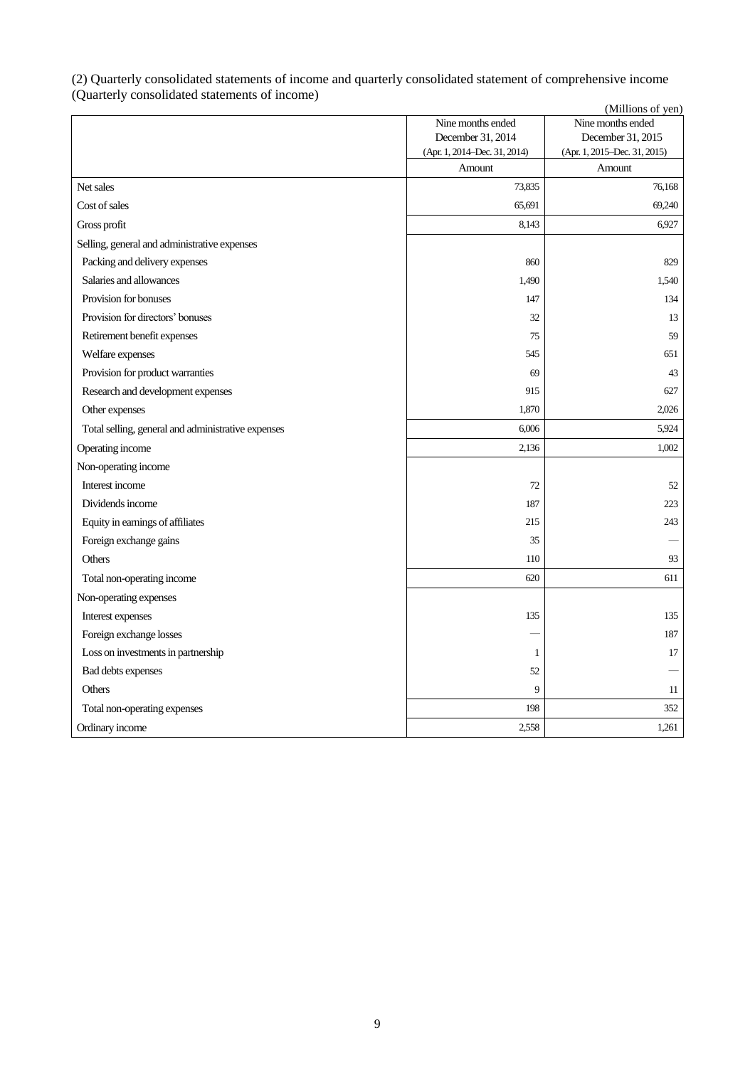(2) Quarterly consolidated statements of income and quarterly consolidated statement of comprehensive income
(Quarterly consolidated statements of income)

(Millions of yen)

| | Nine months ended December 31, 2014 (Apr. 1, 2014–Dec. 31, 2014) | Nine months ended December 31, 2015 (Apr. 1, 2015–Dec. 31, 2015) |
|---|---|---|
| | Amount | Amount |
| Net sales | 73,835 | 76,168 |
| Cost of sales | 65,691 | 69,240 |
| Gross profit | 8,143 | 6,927 |
| Selling, general and administrative expenses | | |
| Packing and delivery expenses | 860 | 829 |
| Salaries and allowances | 1,490 | 1,540 |
| Provision for bonuses | 147 | 134 |
| Provision for directors' bonuses | 32 | 13 |
| Retirement benefit expenses | 75 | 59 |
| Welfare expenses | 545 | 651 |
| Provision for product warranties | 69 | 43 |
| Research and development expenses | 915 | 627 |
| Other expenses | 1,870 | 2,026 |
| Total selling, general and administrative expenses | 6,006 | 5,924 |
| Operating income | 2,136 | 1,002 |
| Non-operating income | | |
| Interest income | 72 | 52 |
| Dividends income | 187 | 223 |
| Equity in earnings of affiliates | 215 | 243 |
| Foreign exchange gains | 35 | — |
| Others | 110 | 93 |
| Total non-operating income | 620 | 611 |
| Non-operating expenses | | |
| Interest expenses | 135 | 135 |
| Foreign exchange losses | — | 187 |
| Loss on investments in partnership | 1 | 17 |
| Bad debts expenses | 52 | — |
| Others | 9 | 11 |
| Total non-operating expenses | 198 | 352 |
| Ordinary income | 2,558 | 1,261 |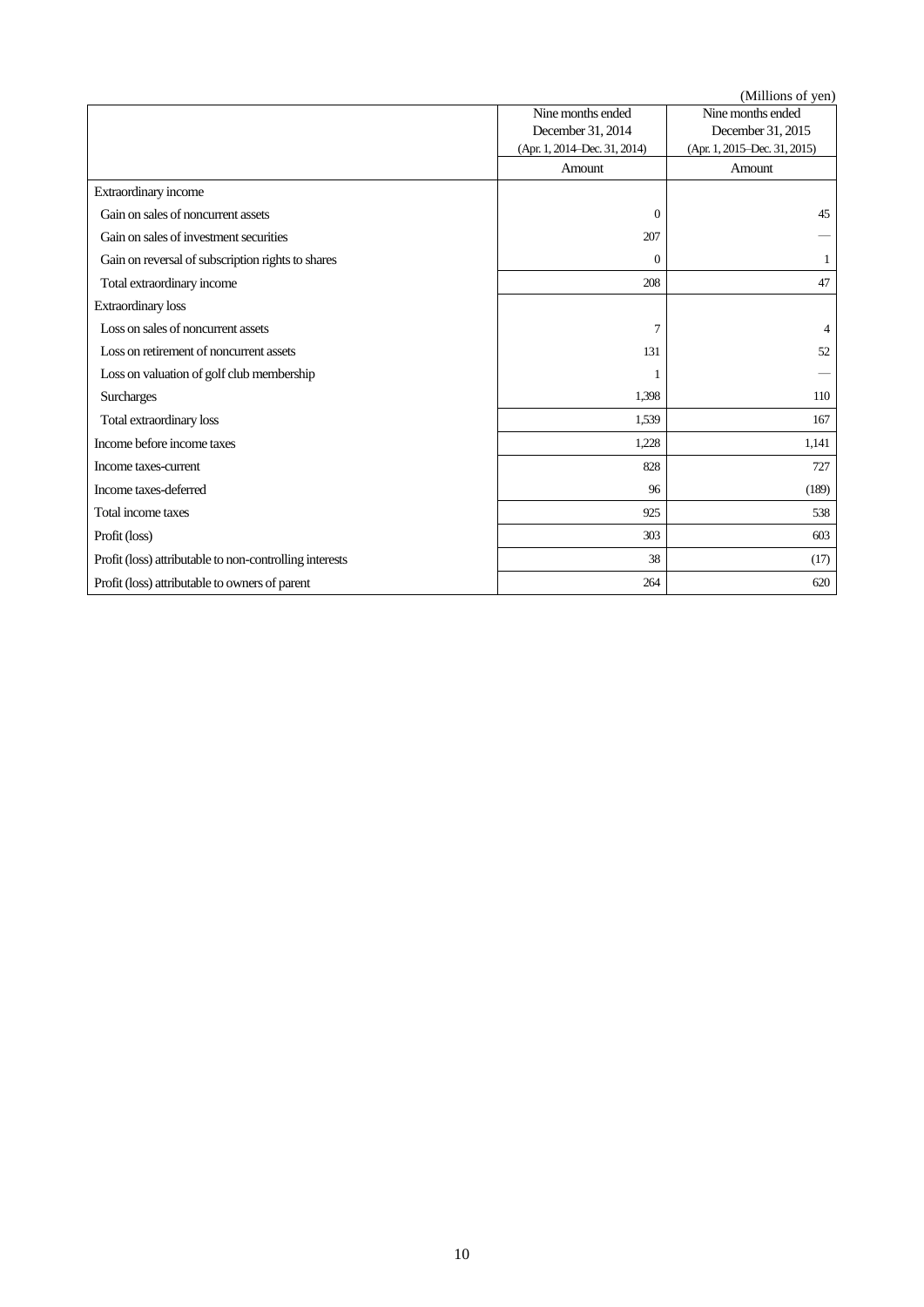(Millions of yen)

| | Nine months ended December 31, 2014 (Apr. 1, 2014–Dec. 31, 2014) | Nine months ended December 31, 2015 (Apr. 1, 2015–Dec. 31, 2015) |
|---|---|---|
| | Amount | Amount |
| Extraordinary income | | |
| Gain on sales of noncurrent assets | 0 | 45 |
| Gain on sales of investment securities | 207 | — |
| Gain on reversal of subscription rights to shares | 0 | 1 |
| Total extraordinary income | 208 | 47 |
| Extraordinary loss | | |
| Loss on sales of noncurrent assets | 7 | 4 |
| Loss on retirement of noncurrent assets | 131 | 52 |
| Loss on valuation of golf club membership | 1 | — |
| Surcharges | 1,398 | 110 |
| Total extraordinary loss | 1,539 | 167 |
| Income before income taxes | 1,228 | 1,141 |
| Income taxes-current | 828 | 727 |
| Income taxes-deferred | 96 | (189) |
| Total income taxes | 925 | 538 |
| Profit (loss) | 303 | 603 |
| Profit (loss) attributable to non-controlling interests | 38 | (17) |
| Profit (loss) attributable to owners of parent | 264 | 620 |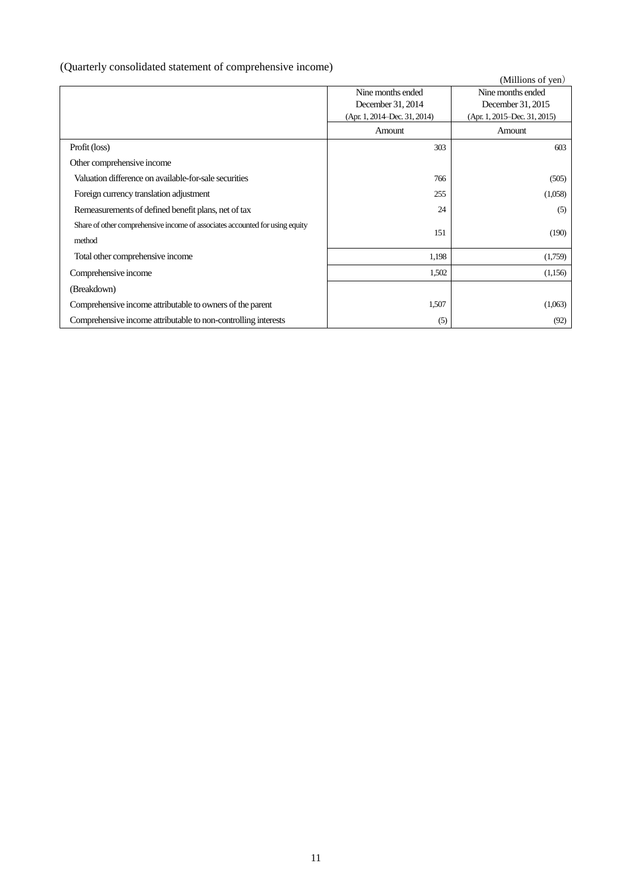(Quarterly consolidated statement of comprehensive income)

(Millions of yen)

| | Nine months ended December 31, 2014 (Apr. 1, 2014–Dec. 31, 2014) | Nine months ended December 31, 2015 (Apr. 1, 2015–Dec. 31, 2015) |
|---|---|---|
| | Amount | Amount |
| Profit (loss) | 303 | 603 |
| Other comprehensive income | | |
| Valuation difference on available-for-sale securities | 766 | (505) |
| Foreign currency translation adjustment | 255 | (1,058) |
| Remeasurements of defined benefit plans, net of tax | 24 | (5) |
| Share of other comprehensive income of associates accounted for using equity method | 151 | (190) |
| Total other comprehensive income | 1,198 | (1,759) |
| Comprehensive income | 1,502 | (1,156) |
| (Breakdown) | | |
| Comprehensive income attributable to owners of the parent | 1,507 | (1,063) |
| Comprehensive income attributable to non-controlling interests | (5) | (92) |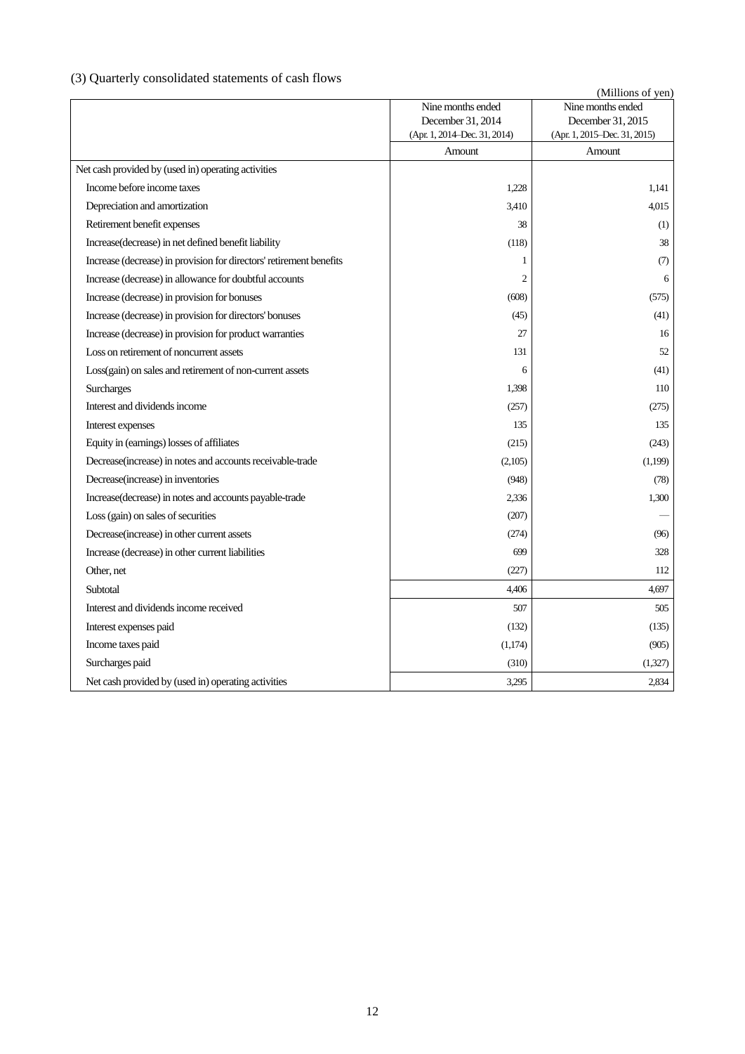### (3) Quarterly consolidated statements of cash flows

(Millions of yen)

| | Nine months ended December 31, 2014 (Apr. 1, 2014–Dec. 31, 2014) | Nine months ended December 31, 2015 (Apr. 1, 2015–Dec. 31, 2015) |
|---|---|---|
| | Amount | Amount |
| Net cash provided by (used in) operating activities | | |
| Income before income taxes | 1,228 | 1,141 |
| Depreciation and amortization | 3,410 | 4,015 |
| Retirement benefit expenses | 38 | (1) |
| Increase(decrease) in net defined benefit liability | (118) | 38 |
| Increase (decrease) in provision for directors' retirement benefits | 1 | (7) |
| Increase (decrease) in allowance for doubtful accounts | 2 | 6 |
| Increase (decrease) in provision for bonuses | (608) | (575) |
| Increase (decrease) in provision for directors' bonuses | (45) | (41) |
| Increase (decrease) in provision for product warranties | 27 | 16 |
| Loss on retirement of noncurrent assets | 131 | 52 |
| Loss(gain) on sales and retirement of non-current assets | 6 | (41) |
| Surcharges | 1,398 | 110 |
| Interest and dividends income | (257) | (275) |
| Interest expenses | 135 | 135 |
| Equity in (earnings) losses of affiliates | (215) | (243) |
| Decrease(increase) in notes and accounts receivable-trade | (2,105) | (1,199) |
| Decrease(increase) in inventories | (948) | (78) |
| Increase(decrease) in notes and accounts payable-trade | 2,336 | 1,300 |
| Loss (gain) on sales of securities | (207) | — |
| Decrease(increase) in other current assets | (274) | (96) |
| Increase (decrease) in other current liabilities | 699 | 328 |
| Other, net | (227) | 112 |
| Subtotal | 4,406 | 4,697 |
| Interest and dividends income received | 507 | 505 |
| Interest expenses paid | (132) | (135) |
| Income taxes paid | (1,174) | (905) |
| Surcharges paid | (310) | (1,327) |
| Net cash provided by (used in) operating activities | 3,295 | 2,834 |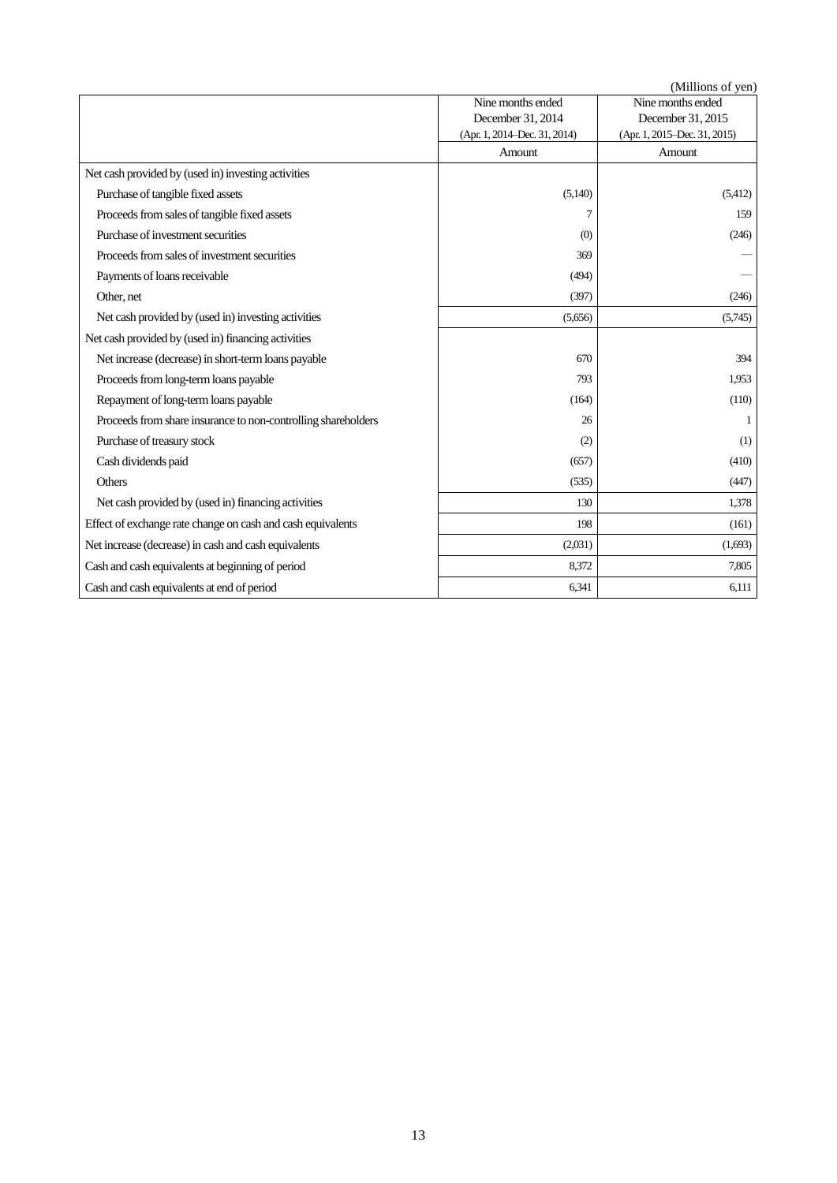(Millions of yen)

| | Nine months ended December 31, 2014 (Apr. 1, 2014–Dec. 31, 2014) | Nine months ended December 31, 2015 (Apr. 1, 2015–Dec. 31, 2015) |
|---|---|---|
| | Amount | Amount |
| Net cash provided by (used in) investing activities | | |
| Purchase of tangible fixed assets | (5,140) | (5,412) |
| Proceeds from sales of tangible fixed assets | 7 | 159 |
| Purchase of investment securities | (0) | (246) |
| Proceeds from sales of investment securities | 369 | — |
| Payments of loans receivable | (494) | — |
| Other, net | (397) | (246) |
| Net cash provided by (used in) investing activities | (5,656) | (5,745) |
| Net cash provided by (used in) financing activities | | |
| Net increase (decrease) in short-term loans payable | 670 | 394 |
| Proceeds from long-term loans payable | 793 | 1,953 |
| Repayment of long-term loans payable | (164) | (110) |
| Proceeds from share insurance to non-controlling shareholders | 26 | 1 |
| Purchase of treasury stock | (2) | (1) |
| Cash dividends paid | (657) | (410) |
| Others | (535) | (447) |
| Net cash provided by (used in) financing activities | 130 | 1,378 |
| Effect of exchange rate change on cash and cash equivalents | 198 | (161) |
| Net increase (decrease) in cash and cash equivalents | (2,031) | (1,693) |
| Cash and cash equivalents at beginning of period | 8,372 | 7,805 |
| Cash and cash equivalents at end of period | 6,341 | 6,111 |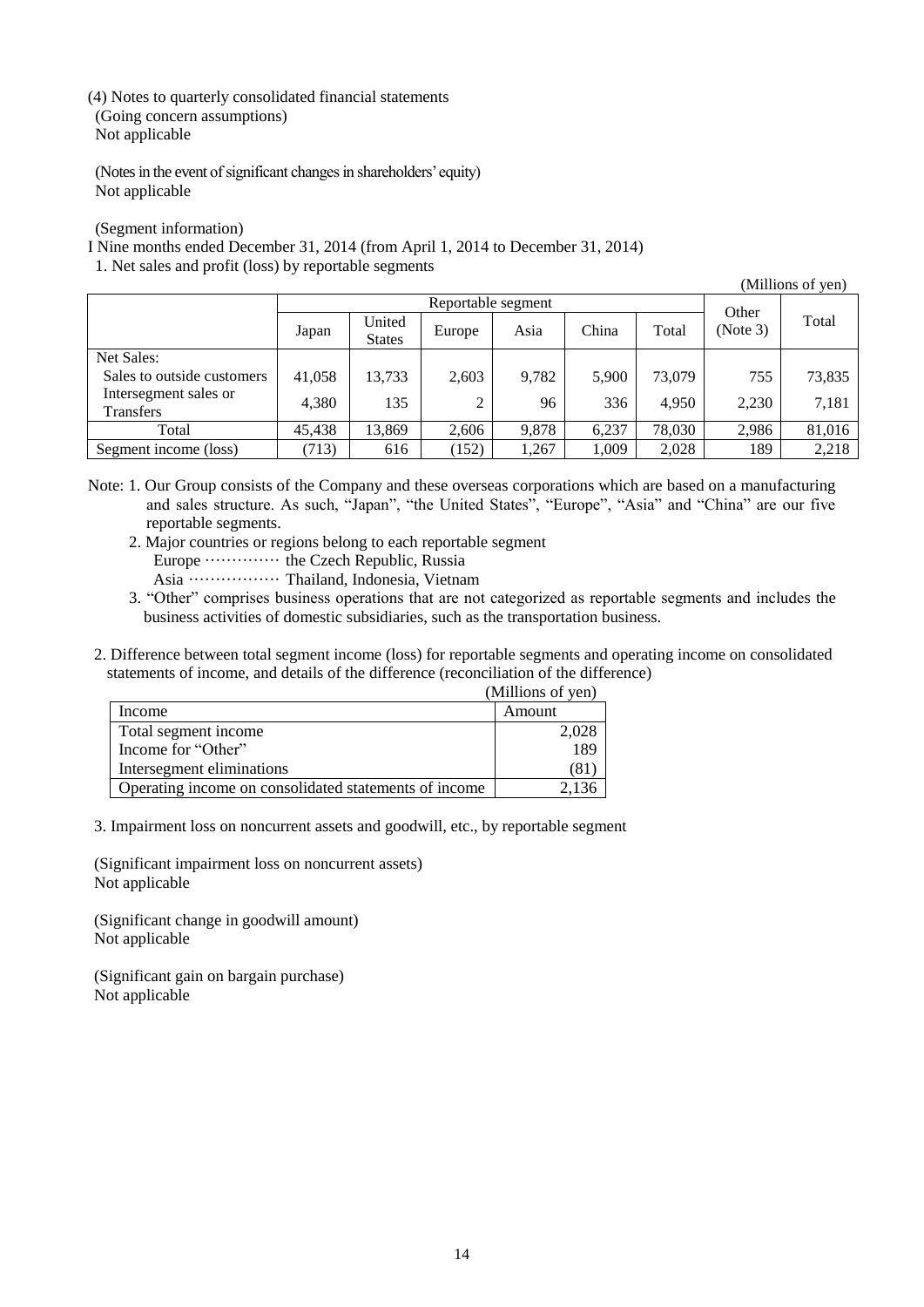(4) Notes to quarterly consolidated financial statements

(Going concern assumptions)

Not applicable

(Notes in the event of significant changes in shareholders' equity)

Not applicable

(Segment information)

I Nine months ended December 31, 2014 (from April 1, 2014 to December 31, 2014)

1. Net sales and profit (loss) by reportable segments

(Millions of yen)

| | Reportable segment | | | | | | Other (Note 3) | Total |
|---|---|---|---|---|---|---|---|---|
| | Japan | United States | Europe | Asia | China | Total | | |
| Net Sales: | | | | | | | | |
| Sales to outside customers | 41,058 | 13,733 | 2,603 | 9,782 | 5,900 | 73,079 | 755 | 73,835 |
| Intersegment sales or Transfers | 4,380 | 135 | 2 | 96 | 336 | 4,950 | 2,230 | 7,181 |
| Total | 45,438 | 13,869 | 2,606 | 9,878 | 6,237 | 78,030 | 2,986 | 81,016 |
| Segment income (loss) | (713) | 616 | (152) | 1,267 | 1,009 | 2,028 | 189 | 2,218 |

Note: 1. Our Group consists of the Company and these overseas corporations which are based on a manufacturing and sales structure. As such, "Japan", "the United States", "Europe", "Asia" and "China" are our five reportable segments.

2. Major countries or regions belong to each reportable segment
   Europe ············· the Czech Republic, Russia
   Asia ················ Thailand, Indonesia, Vietnam

3. "Other" comprises business operations that are not categorized as reportable segments and includes the business activities of domestic subsidiaries, such as the transportation business.

2. Difference between total segment income (loss) for reportable segments and operating income on consolidated statements of income, and details of the difference (reconciliation of the difference)

(Millions of yen)

| Income | Amount |
|---|---|
| Total segment income | 2,028 |
| Income for "Other" | 189 |
| Intersegment eliminations | (81) |
| Operating income on consolidated statements of income | 2,136 |

3. Impairment loss on noncurrent assets and goodwill, etc., by reportable segment

(Significant impairment loss on noncurrent assets)

Not applicable

(Significant change in goodwill amount)

Not applicable

(Significant gain on bargain purchase)

Not applicable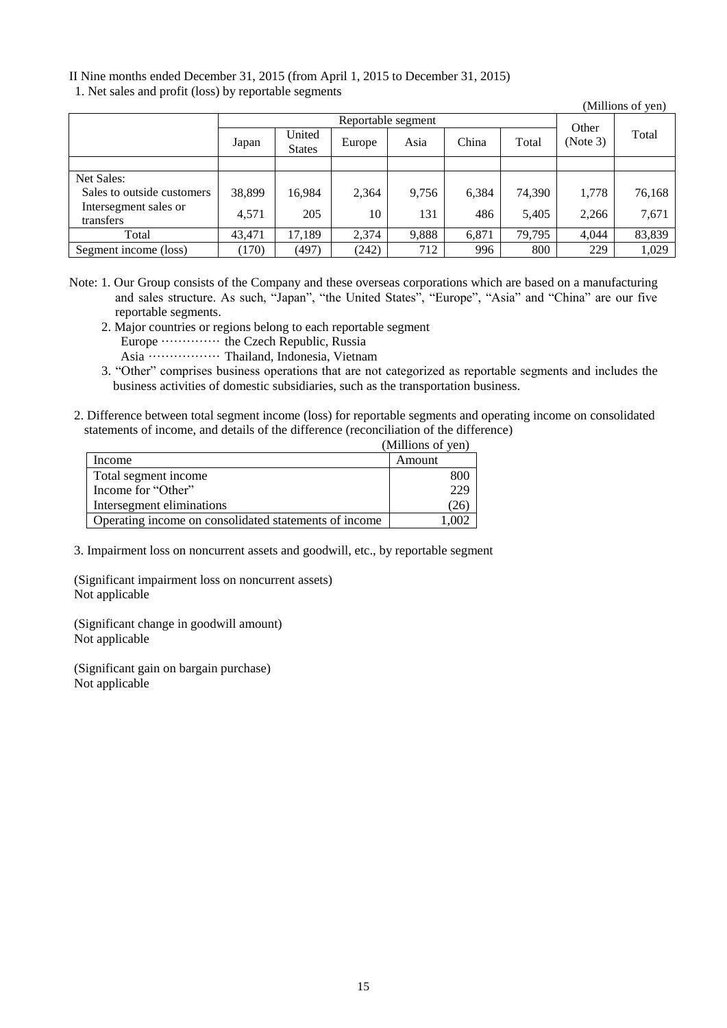II Nine months ended December 31, 2015 (from April 1, 2015 to December 31, 2015)

1. Net sales and profit (loss) by reportable segments

(Millions of yen)

| | Reportable segment | | | | | | Other (Note 3) | Total |
|---|---|---|---|---|---|---|---|---|
| | Japan | United States | Europe | Asia | China | Total | | |
| Net Sales: | | | | | | | | |
| Sales to outside customers | 38,899 | 16,984 | 2,364 | 9,756 | 6,384 | 74,390 | 1,778 | 76,168 |
| Intersegment sales or transfers | 4,571 | 205 | 10 | 131 | 486 | 5,405 | 2,266 | 7,671 |
| Total | 43,471 | 17,189 | 2,374 | 9,888 | 6,871 | 79,795 | 4,044 | 83,839 |
| Segment income (loss) | (170) | (497) | (242) | 712 | 996 | 800 | 229 | 1,029 |

Note: 1. Our Group consists of the Company and these overseas corporations which are based on a manufacturing and sales structure. As such, "Japan", "the United States", "Europe", "Asia" and "China" are our five reportable segments.

2. Major countries or regions belong to each reportable segment
   Europe ·············· the Czech Republic, Russia
   Asia ················· Thailand, Indonesia, Vietnam

3. "Other" comprises business operations that are not categorized as reportable segments and includes the business activities of domestic subsidiaries, such as the transportation business.

2. Difference between total segment income (loss) for reportable segments and operating income on consolidated statements of income, and details of the difference (reconciliation of the difference)

(Millions of yen)

| Income | Amount |
|---|---|
| Total segment income | 800 |
| Income for "Other" | 229 |
| Intersegment eliminations | (26) |
| Operating income on consolidated statements of income | 1,002 |

3. Impairment loss on noncurrent assets and goodwill, etc., by reportable segment

(Significant impairment loss on noncurrent assets)
Not applicable

(Significant change in goodwill amount)
Not applicable

(Significant gain on bargain purchase)
Not applicable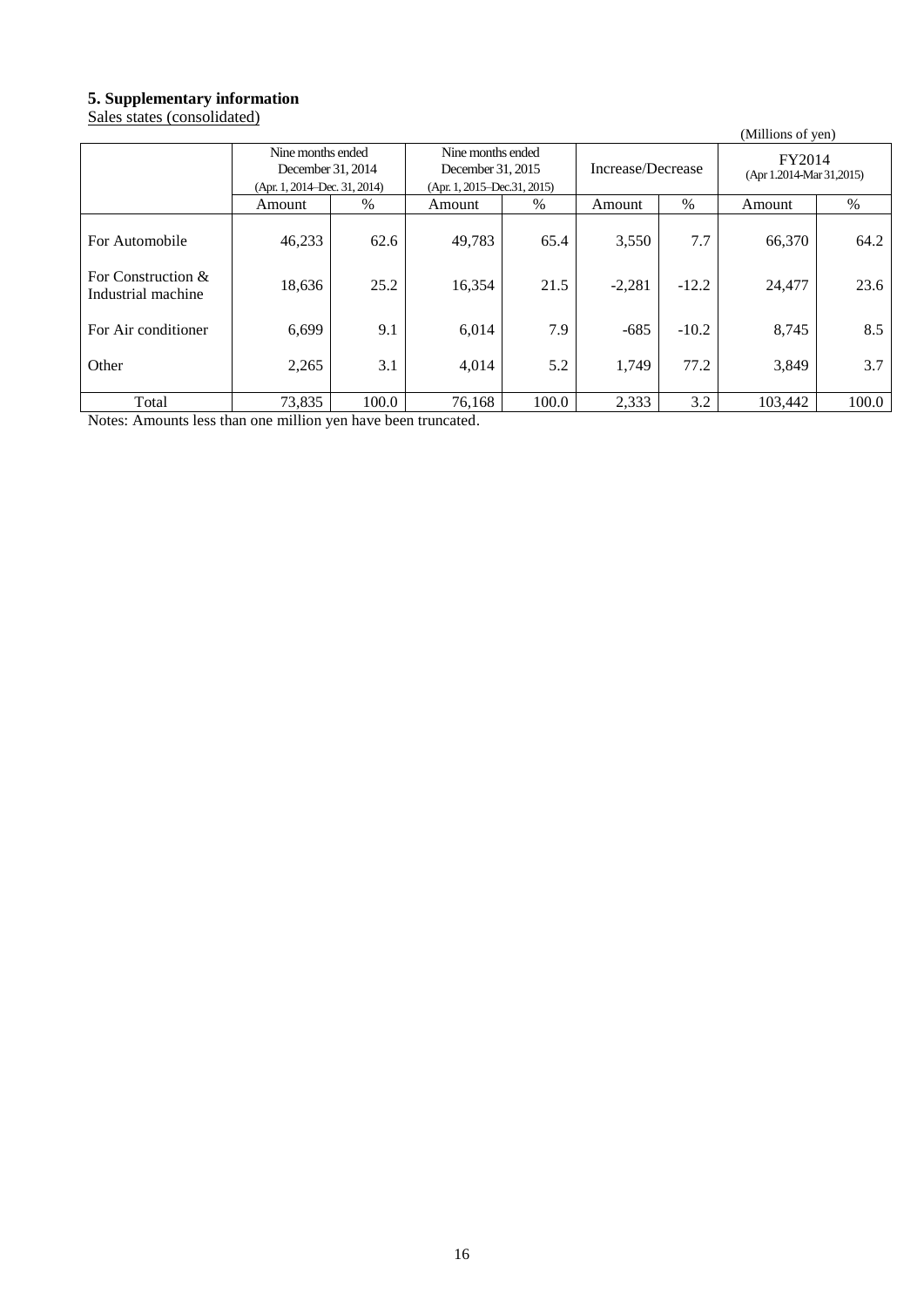## 5. Supplementary information

Sales states (consolidated)

(Millions of yen)

| | Nine months ended December 31, 2014 (Apr. 1, 2014–Dec. 31, 2014) | | Nine months ended December 31, 2015 (Apr. 1, 2015–Dec.31, 2015) | | Increase/Decrease | | FY2014 (Apr 1.2014-Mar 31,2015) | |
|---|---|---|---|---|---|---|---|---|
| | Amount | % | Amount | % | Amount | % | Amount | % |
| For Automobile | 46,233 | 62.6 | 49,783 | 65.4 | 3,550 | 7.7 | 66,370 | 64.2 |
| For Construction & Industrial machine | 18,636 | 25.2 | 16,354 | 21.5 | -2,281 | -12.2 | 24,477 | 23.6 |
| For Air conditioner | 6,699 | 9.1 | 6,014 | 7.9 | -685 | -10.2 | 8,745 | 8.5 |
| Other | 2,265 | 3.1 | 4,014 | 5.2 | 1,749 | 77.2 | 3,849 | 3.7 |
| Total | 73,835 | 100.0 | 76,168 | 100.0 | 2,333 | 3.2 | 103,442 | 100.0 |

Notes: Amounts less than one million yen have been truncated.